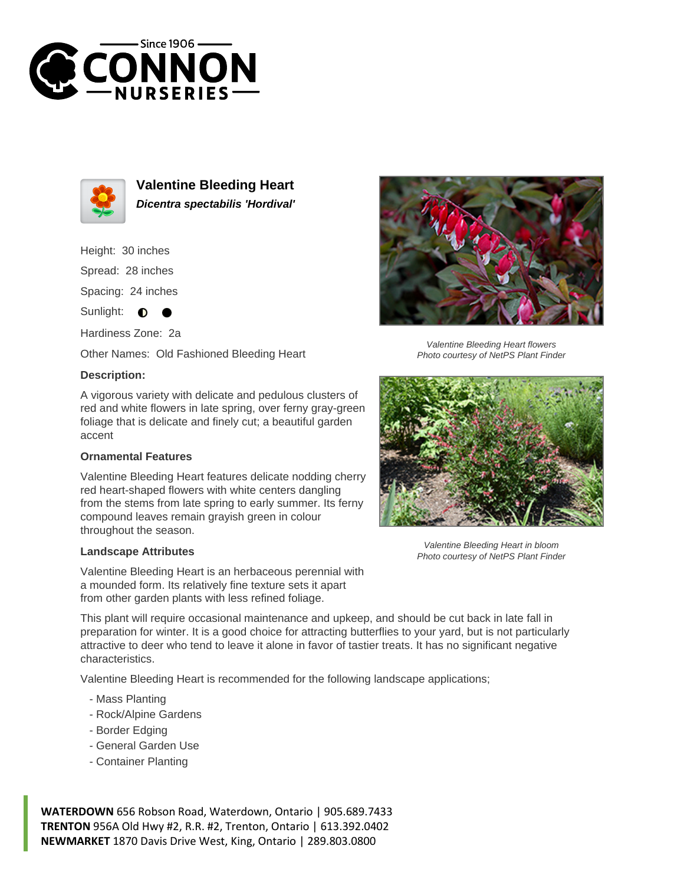# Valentine Bleeding Heart

***Dicentra spectabilis 'Hordival'***

Height: 30 inches

Spread: 28 inches

Spacing: 24 inches

Sunlight: ◐ ●

Hardiness Zone: 2a

Other Names: Old Fashioned Bleeding Heart

### Description:

A vigorous variety with delicate and pedulous clusters of red and white flowers in late spring, over ferny gray-green foliage that is delicate and finely cut; a beautiful garden accent

### Ornamental Features

Valentine Bleeding Heart features delicate nodding cherry red heart-shaped flowers with white centers dangling from the stems from late spring to early summer. Its ferny compound leaves remain grayish green in colour throughout the season.

### Landscape Attributes

Valentine Bleeding Heart is an herbaceous perennial with a mounded form. Its relatively fine texture sets it apart from other garden plants with less refined foliage.

This plant will require occasional maintenance and upkeep, and should be cut back in late fall in preparation for winter. It is a good choice for attracting butterflies to your yard, but is not particularly attractive to deer who tend to leave it alone in favor of tastier treats. It has no significant negative characteristics.

Valentine Bleeding Heart is recommended for the following landscape applications;

- Mass Planting
- Rock/Alpine Gardens
- Border Edging
- General Garden Use
- Container Planting

*Valentine Bleeding Heart flowers*
*Photo courtesy of NetPS Plant Finder*

*Valentine Bleeding Heart in bloom*
*Photo courtesy of NetPS Plant Finder*

**WATERDOWN** 656 Robson Road, Waterdown, Ontario | 905.689.7433
**TRENTON** 956A Old Hwy #2, R.R. #2, Trenton, Ontario | 613.392.0402
**NEWMARKET** 1870 Davis Drive West, King, Ontario | 289.803.0800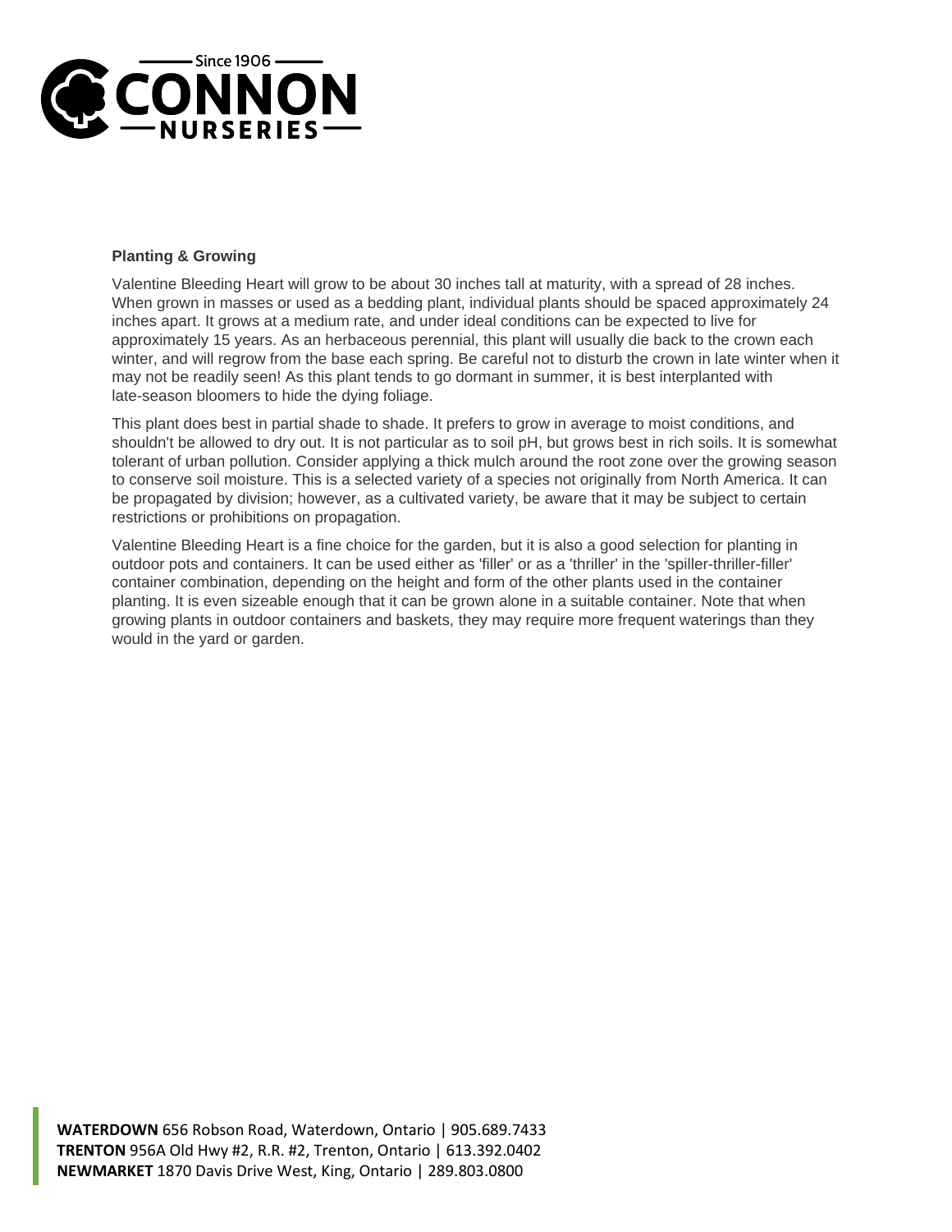### Planting & Growing

Valentine Bleeding Heart will grow to be about 30 inches tall at maturity, with a spread of 28 inches. When grown in masses or used as a bedding plant, individual plants should be spaced approximately 24 inches apart. It grows at a medium rate, and under ideal conditions can be expected to live for approximately 15 years. As an herbaceous perennial, this plant will usually die back to the crown each winter, and will regrow from the base each spring. Be careful not to disturb the crown in late winter when it may not be readily seen! As this plant tends to go dormant in summer, it is best interplanted with late-season bloomers to hide the dying foliage.

This plant does best in partial shade to shade. It prefers to grow in average to moist conditions, and shouldn't be allowed to dry out. It is not particular as to soil pH, but grows best in rich soils. It is somewhat tolerant of urban pollution. Consider applying a thick mulch around the root zone over the growing season to conserve soil moisture. This is a selected variety of a species not originally from North America. It can be propagated by division; however, as a cultivated variety, be aware that it may be subject to certain restrictions or prohibitions on propagation.

Valentine Bleeding Heart is a fine choice for the garden, but it is also a good selection for planting in outdoor pots and containers. It can be used either as 'filler' or as a 'thriller' in the 'spiller-thriller-filler' container combination, depending on the height and form of the other plants used in the container planting. It is even sizeable enough that it can be grown alone in a suitable container. Note that when growing plants in outdoor containers and baskets, they may require more frequent waterings than they would in the yard or garden.